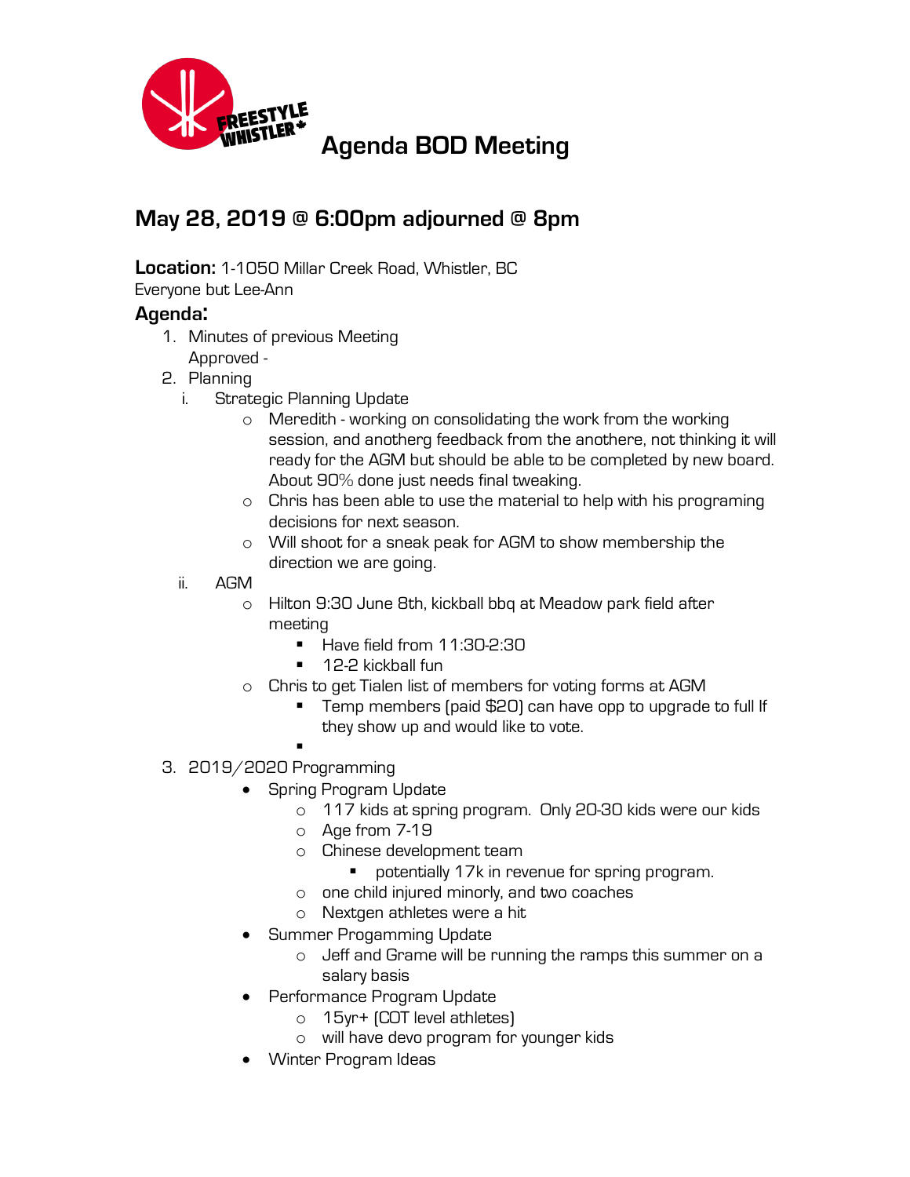# Agenda BOD Meeting

## May 28, 2019 @ 6:00pm adjourned @ 8pm

**Location:** 1-1050 Millar Creek Road, Whistler, BC
Everyone but Lee-Ann

### Agenda:

1. Minutes of previous Meeting
   Approved -
2. Planning
   i. Strategic Planning Update
      - Meredith - working on consolidating the work from the working session, and anotherg feedback from the anothere, not thinking it will ready for the AGM but should be able to be completed by new board. About 90% done just needs final tweaking.
      - Chris has been able to use the material to help with his programing decisions for next season.
      - Will shoot for a sneak peak for AGM to show membership the direction we are going.

   ii. AGM
      - Hilton 9:30 June 8th, kickball bbq at Meadow park field after meeting
        - Have field from 11:30-2:30
        - 12-2 kickball fun
      - Chris to get Tialen list of members for voting forms at AGM
        - Temp members (paid $20) can have opp to upgrade to full If they show up and would like to vote.
        -
3. 2019/2020 Programming
   - Spring Program Update
     - 117 kids at spring program. Only 20-30 kids were our kids
     - Age from 7-19
     - Chinese development team
       - potentially 17k in revenue for spring program.
     - one child injured minorly, and two coaches
     - Nextgen athletes were a hit
   - Summer Progamming Update
     - Jeff and Grame will be running the ramps this summer on a salary basis
   - Performance Program Update
     - 15yr+ (COT level athletes)
     - will have devo program for younger kids
   - Winter Program Ideas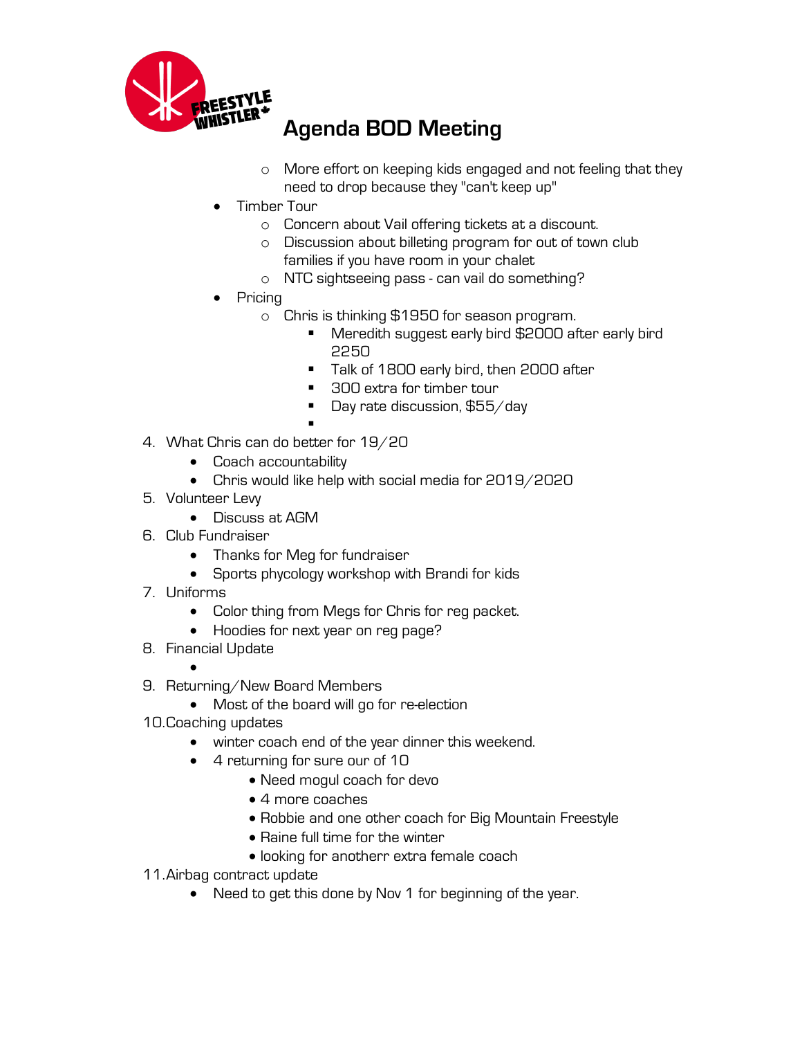# Agenda BOD Meeting

- More effort on keeping kids engaged and not feeling that they need to drop because they "can't keep up"
- Timber Tour
  - Concern about Vail offering tickets at a discount.
  - Discussion about billeting program for out of town club families if you have room in your chalet
  - NTC sightseeing pass - can vail do something?
- Pricing
  - Chris is thinking $1950 for season program.
    - Meredith suggest early bird $2000 after early bird 2250
    - Talk of 1800 early bird, then 2000 after
    - 300 extra for timber tour
    - Day rate discussion, $55/day
    - 

4. What Chris can do better for 19/20
   - Coach accountability
   - Chris would like help with social media for 2019/2020
5. Volunteer Levy
   - Discuss at AGM
6. Club Fundraiser
   - Thanks for Meg for fundraiser
   - Sports phycology workshop with Brandi for kids
7. Uniforms
   - Color thing from Megs for Chris for reg packet.
   - Hoodies for next year on reg page?
8. Financial Update
   - 
9. Returning/New Board Members
   - Most of the board will go for re-election
10. Coaching updates
    - winter coach end of the year dinner this weekend.
    - 4 returning for sure our of 10
      - Need mogul coach for devo
      - 4 more coaches
      - Robbie and one other coach for Big Mountain Freestyle
      - Raine full time for the winter
      - looking for anotherr extra female coach
11. Airbag contract update
    - Need to get this done by Nov 1 for beginning of the year.